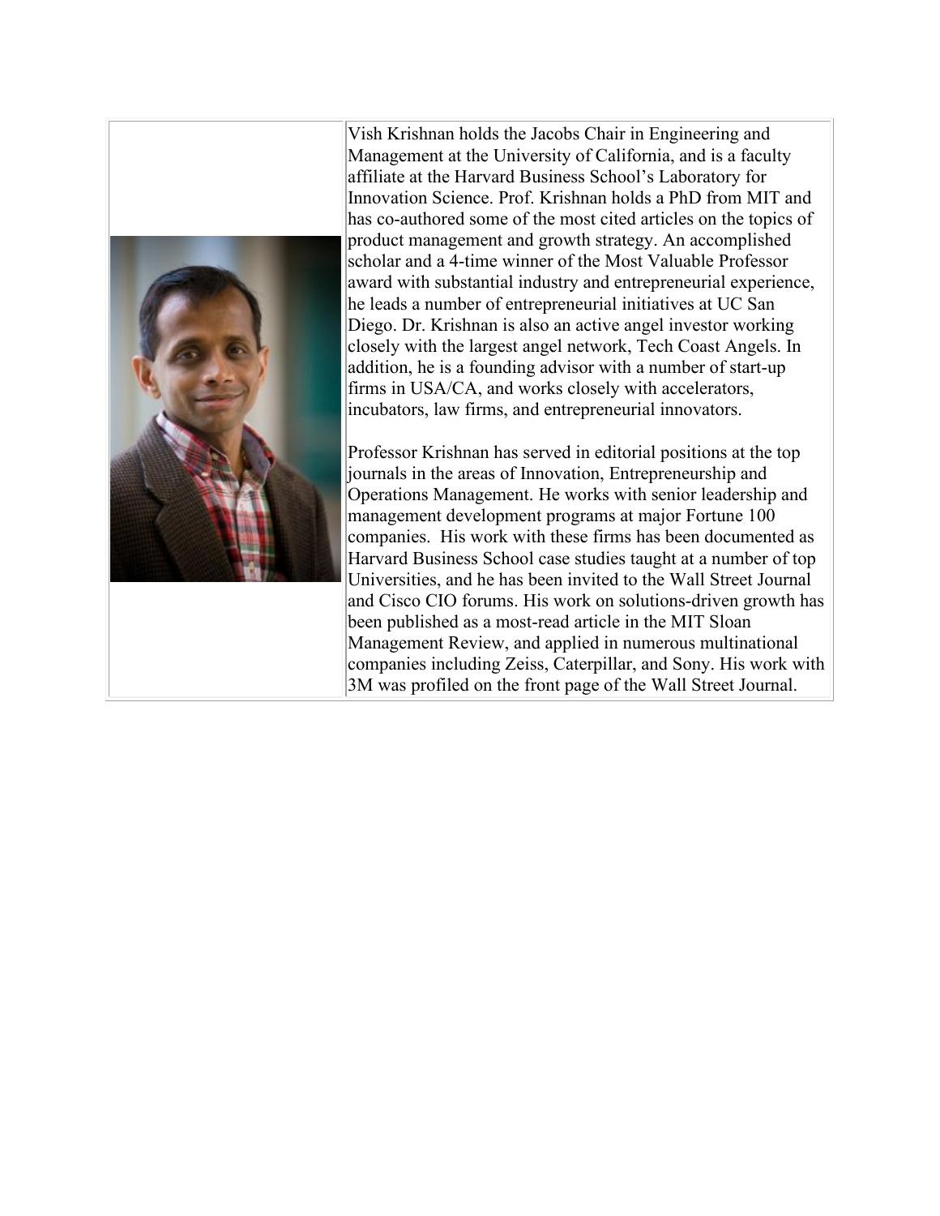Vish Krishnan holds the Jacobs Chair in Engineering and Management at the University of California, and is a faculty affiliate at the Harvard Business School's Laboratory for Innovation Science. Prof. Krishnan holds a PhD from MIT and has co-authored some of the most cited articles on the topics of product management and growth strategy. An accomplished scholar and a 4-time winner of the Most Valuable Professor award with substantial industry and entrepreneurial experience, he leads a number of entrepreneurial initiatives at UC San Diego. Dr. Krishnan is also an active angel investor working closely with the largest angel network, Tech Coast Angels. In addition, he is a founding advisor with a number of start-up firms in USA/CA, and works closely with accelerators, incubators, law firms, and entrepreneurial innovators.

Professor Krishnan has served in editorial positions at the top journals in the areas of Innovation, Entrepreneurship and Operations Management. He works with senior leadership and management development programs at major Fortune 100 companies. His work with these firms has been documented as Harvard Business School case studies taught at a number of top Universities, and he has been invited to the Wall Street Journal and Cisco CIO forums. His work on solutions-driven growth has been published as a most-read article in the MIT Sloan Management Review, and applied in numerous multinational companies including Zeiss, Caterpillar, and Sony. His work with 3M was profiled on the front page of the Wall Street Journal.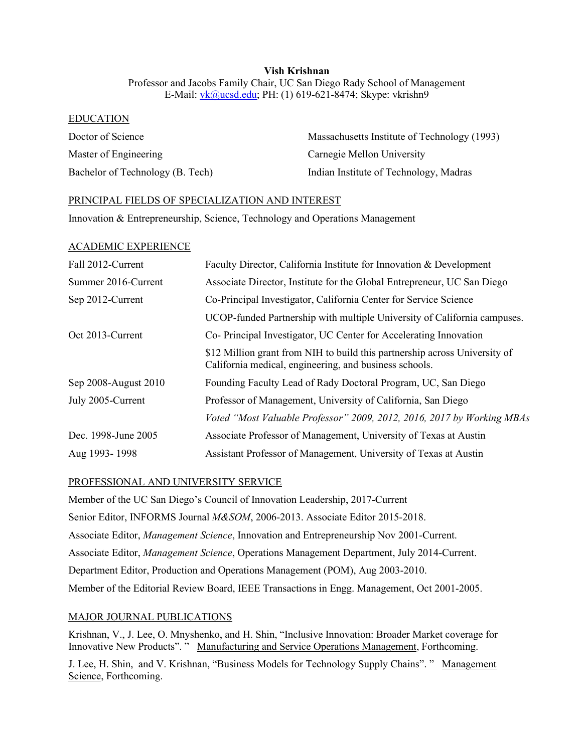**Vish Krishnan**

Professor and Jacobs Family Chair, UC San Diego Rady School of Management

E-Mail: vk@ucsd.edu; PH: (1) 619-621-8474; Skype: vkrishn9

## EDUCATION

| | |
|---|---|
| Doctor of Science | Massachusetts Institute of Technology (1993) |
| Master of Engineering | Carnegie Mellon University |
| Bachelor of Technology (B. Tech) | Indian Institute of Technology, Madras |

## PRINCIPAL FIELDS OF SPECIALIZATION AND INTEREST

Innovation & Entrepreneurship, Science, Technology and Operations Management

## ACADEMIC EXPERIENCE

| | |
|---|---|
| Fall 2012-Current | Faculty Director, California Institute for Innovation & Development |
| Summer 2016-Current | Associate Director, Institute for the Global Entrepreneur, UC San Diego |
| Sep 2012-Current | Co-Principal Investigator, California Center for Service Science |
| | UCOP-funded Partnership with multiple University of California campuses. |
| Oct 2013-Current | Co- Principal Investigator, UC Center for Accelerating Innovation |
| | $12 Million grant from NIH to build this partnership across University of California medical, engineering, and business schools. |
| Sep 2008-August 2010 | Founding Faculty Lead of Rady Doctoral Program, UC, San Diego |
| July 2005-Current | Professor of Management, University of California, San Diego |
| | *Voted "Most Valuable Professor" 2009, 2012, 2016, 2017 by Working MBAs* |
| Dec. 1998-June 2005 | Associate Professor of Management, University of Texas at Austin |
| Aug 1993- 1998 | Assistant Professor of Management, University of Texas at Austin |

## PROFESSIONAL AND UNIVERSITY SERVICE

Member of the UC San Diego's Council of Innovation Leadership, 2017-Current

Senior Editor, INFORMS Journal *M&SOM*, 2006-2013. Associate Editor 2015-2018.

Associate Editor, *Management Science*, Innovation and Entrepreneurship Nov 2001-Current.

Associate Editor, *Management Science*, Operations Management Department, July 2014-Current.

Department Editor, Production and Operations Management (POM), Aug 2003-2010.

Member of the Editorial Review Board, IEEE Transactions in Engg. Management, Oct 2001-2005.

## MAJOR JOURNAL PUBLICATIONS

Krishnan, V., J. Lee, O. Mnyshenko, and H. Shin, "Inclusive Innovation: Broader Market coverage for Innovative New Products". " Manufacturing and Service Operations Management, Forthcoming.

J. Lee, H. Shin, and V. Krishnan, "Business Models for Technology Supply Chains". " Management Science, Forthcoming.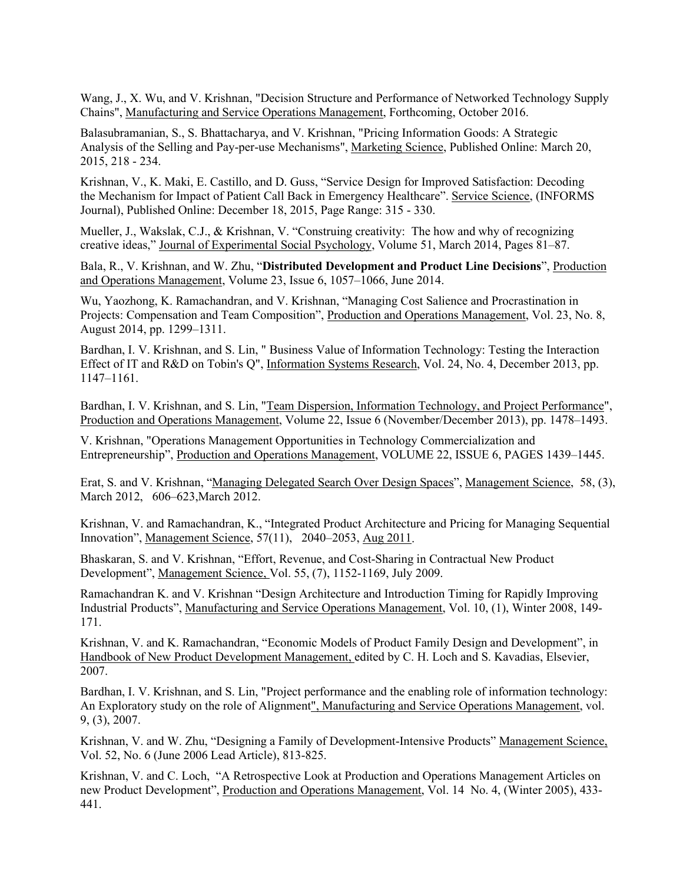Wang, J., X. Wu, and V. Krishnan, "Decision Structure and Performance of Networked Technology Supply Chains", Manufacturing and Service Operations Management, Forthcoming, October 2016.

Balasubramanian, S., S. Bhattacharya, and V. Krishnan, "Pricing Information Goods: A Strategic Analysis of the Selling and Pay-per-use Mechanisms", Marketing Science, Published Online: March 20, 2015, 218 - 234.

Krishnan, V., K. Maki, E. Castillo, and D. Guss, "Service Design for Improved Satisfaction: Decoding the Mechanism for Impact of Patient Call Back in Emergency Healthcare". Service Science, (INFORMS Journal), Published Online: December 18, 2015, Page Range: 315 - 330.

Mueller, J., Wakslak, C.J., & Krishnan, V. "Construing creativity: The how and why of recognizing creative ideas," Journal of Experimental Social Psychology, Volume 51, March 2014, Pages 81–87.

Bala, R., V. Krishnan, and W. Zhu, "**Distributed Development and Product Line Decisions**", Production and Operations Management, Volume 23, Issue 6, 1057–1066, June 2014.

Wu, Yaozhong, K. Ramachandran, and V. Krishnan, "Managing Cost Salience and Procrastination in Projects: Compensation and Team Composition", Production and Operations Management, Vol. 23, No. 8, August 2014, pp. 1299–1311.

Bardhan, I. V. Krishnan, and S. Lin, " Business Value of Information Technology: Testing the Interaction Effect of IT and R&D on Tobin's Q", Information Systems Research, Vol. 24, No. 4, December 2013, pp. 1147–1161.

Bardhan, I. V. Krishnan, and S. Lin, "Team Dispersion, Information Technology, and Project Performance", Production and Operations Management, Volume 22, Issue 6 (November/December 2013), pp. 1478–1493.

V. Krishnan, "Operations Management Opportunities in Technology Commercialization and Entrepreneurship", Production and Operations Management, VOLUME 22, ISSUE 6, PAGES 1439–1445.

Erat, S. and V. Krishnan, "Managing Delegated Search Over Design Spaces", Management Science, 58, (3), March 2012, 606–623,March 2012.

Krishnan, V. and Ramachandran, K., "Integrated Product Architecture and Pricing for Managing Sequential Innovation", Management Science, 57(11), 2040–2053, Aug 2011.

Bhaskaran, S. and V. Krishnan, "Effort, Revenue, and Cost-Sharing in Contractual New Product Development", Management Science, Vol. 55, (7), 1152-1169, July 2009.

Ramachandran K. and V. Krishnan "Design Architecture and Introduction Timing for Rapidly Improving Industrial Products", Manufacturing and Service Operations Management, Vol. 10, (1), Winter 2008, 149-171.

Krishnan, V. and K. Ramachandran, "Economic Models of Product Family Design and Development", in Handbook of New Product Development Management, edited by C. H. Loch and S. Kavadias, Elsevier, 2007.

Bardhan, I. V. Krishnan, and S. Lin, "Project performance and the enabling role of information technology: An Exploratory study on the role of Alignment", Manufacturing and Service Operations Management, vol. 9, (3), 2007.

Krishnan, V. and W. Zhu, "Designing a Family of Development-Intensive Products" Management Science, Vol. 52, No. 6 (June 2006 Lead Article), 813-825.

Krishnan, V. and C. Loch, "A Retrospective Look at Production and Operations Management Articles on new Product Development", Production and Operations Management, Vol. 14 No. 4, (Winter 2005), 433-441.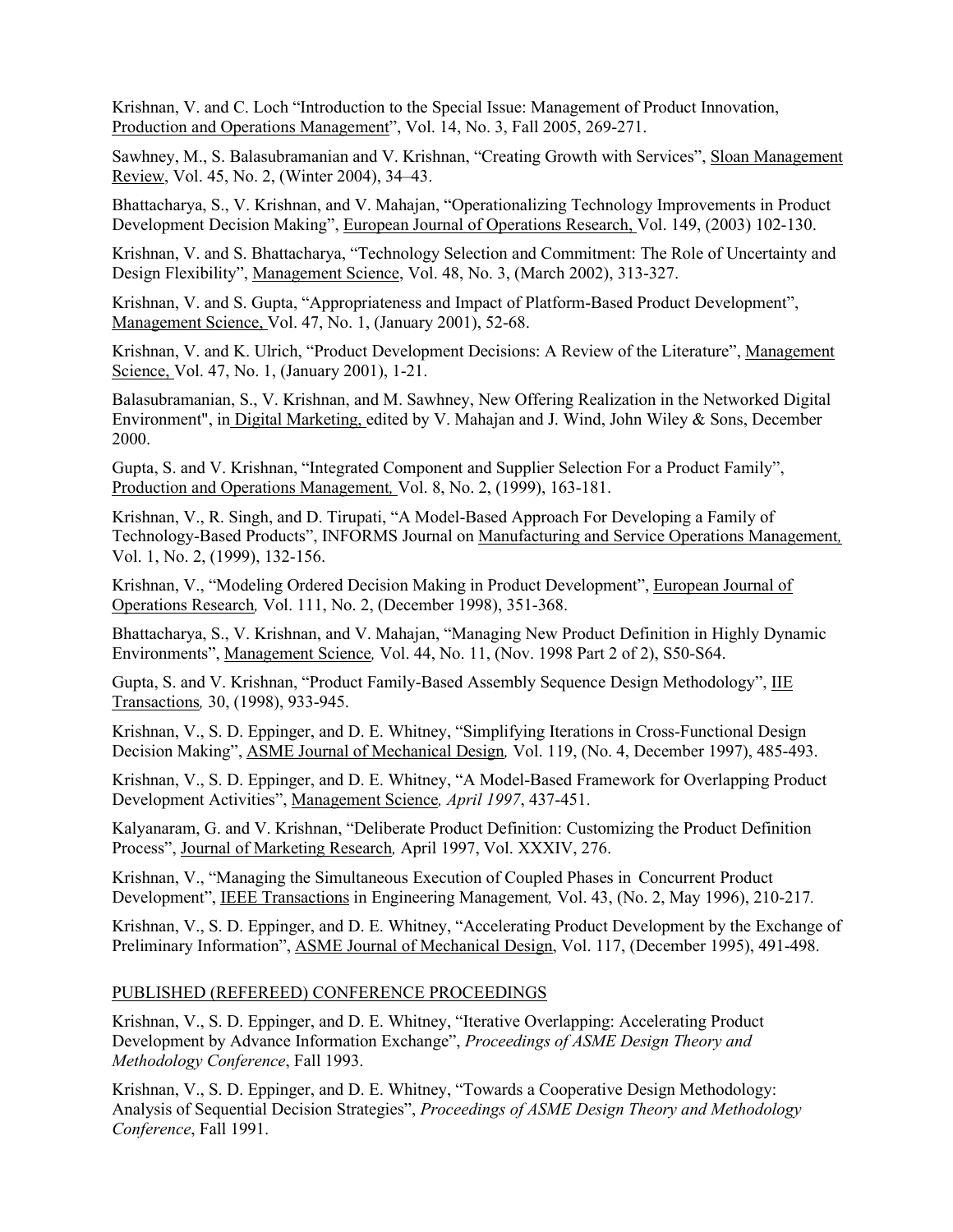Krishnan, V. and C. Loch "Introduction to the Special Issue: Management of Product Innovation, Production and Operations Management", Vol. 14, No. 3, Fall 2005, 269-271.

Sawhney, M., S. Balasubramanian and V. Krishnan, "Creating Growth with Services", Sloan Management Review, Vol. 45, No. 2, (Winter 2004), 34–43.

Bhattacharya, S., V. Krishnan, and V. Mahajan, "Operationalizing Technology Improvements in Product Development Decision Making", European Journal of Operations Research, Vol. 149, (2003) 102-130.

Krishnan, V. and S. Bhattacharya, "Technology Selection and Commitment: The Role of Uncertainty and Design Flexibility", Management Science, Vol. 48, No. 3, (March 2002), 313-327.

Krishnan, V. and S. Gupta, "Appropriateness and Impact of Platform-Based Product Development", Management Science, Vol. 47, No. 1, (January 2001), 52-68.

Krishnan, V. and K. Ulrich, "Product Development Decisions: A Review of the Literature", Management Science, Vol. 47, No. 1, (January 2001), 1-21.

Balasubramanian, S., V. Krishnan, and M. Sawhney, New Offering Realization in the Networked Digital Environment", in Digital Marketing, edited by V. Mahajan and J. Wind, John Wiley & Sons, December 2000.

Gupta, S. and V. Krishnan, "Integrated Component and Supplier Selection For a Product Family", Production and Operations Management, Vol. 8, No. 2, (1999), 163-181.

Krishnan, V., R. Singh, and D. Tirupati, "A Model-Based Approach For Developing a Family of Technology-Based Products", INFORMS Journal on Manufacturing and Service Operations Management, Vol. 1, No. 2, (1999), 132-156.

Krishnan, V., "Modeling Ordered Decision Making in Product Development", European Journal of Operations Research, Vol. 111, No. 2, (December 1998), 351-368.

Bhattacharya, S., V. Krishnan, and V. Mahajan, "Managing New Product Definition in Highly Dynamic Environments", Management Science, Vol. 44, No. 11, (Nov. 1998 Part 2 of 2), S50-S64.

Gupta, S. and V. Krishnan, "Product Family-Based Assembly Sequence Design Methodology", IIE Transactions, 30, (1998), 933-945.

Krishnan, V., S. D. Eppinger, and D. E. Whitney, "Simplifying Iterations in Cross-Functional Design Decision Making", ASME Journal of Mechanical Design, Vol. 119, (No. 4, December 1997), 485-493.

Krishnan, V., S. D. Eppinger, and D. E. Whitney, "A Model-Based Framework for Overlapping Product Development Activities", Management Science, *April 1997*, 437-451.

Kalyanaram, G. and V. Krishnan, "Deliberate Product Definition: Customizing the Product Definition Process", Journal of Marketing Research, April 1997, Vol. XXXIV, 276.

Krishnan, V., "Managing the Simultaneous Execution of Coupled Phases in Concurrent Product Development", IEEE Transactions in Engineering Management, Vol. 43, (No. 2, May 1996), 210-217.

Krishnan, V., S. D. Eppinger, and D. E. Whitney, "Accelerating Product Development by the Exchange of Preliminary Information", ASME Journal of Mechanical Design, Vol. 117, (December 1995), 491-498.

## PUBLISHED (REFEREED) CONFERENCE PROCEEDINGS

Krishnan, V., S. D. Eppinger, and D. E. Whitney, "Iterative Overlapping: Accelerating Product Development by Advance Information Exchange", *Proceedings of ASME Design Theory and Methodology Conference*, Fall 1993.

Krishnan, V., S. D. Eppinger, and D. E. Whitney, "Towards a Cooperative Design Methodology: Analysis of Sequential Decision Strategies", *Proceedings of ASME Design Theory and Methodology Conference*, Fall 1991.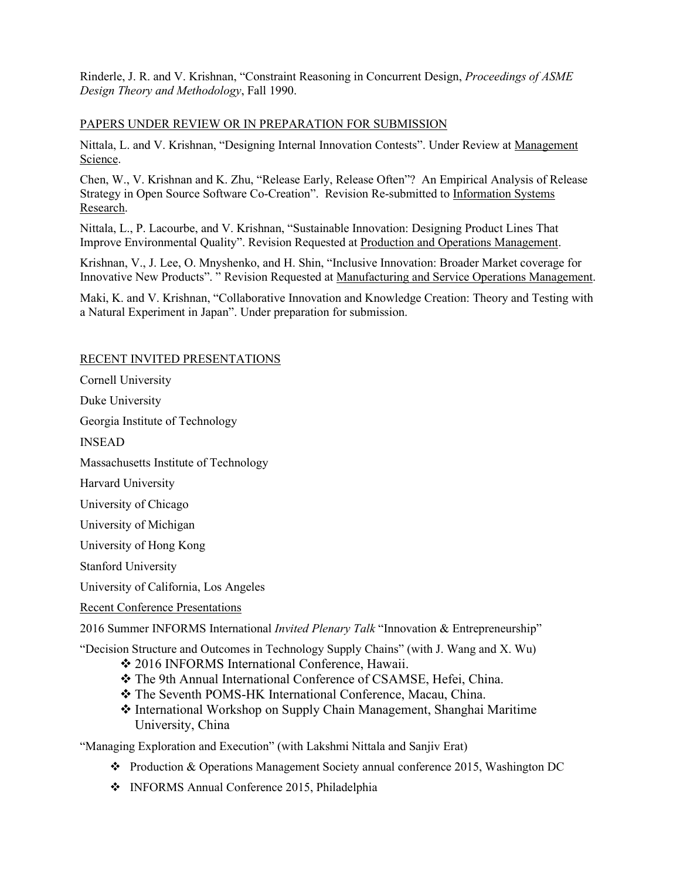Rinderle, J. R. and V. Krishnan, "Constraint Reasoning in Concurrent Design, *Proceedings of ASME Design Theory and Methodology*, Fall 1990.

## PAPERS UNDER REVIEW OR IN PREPARATION FOR SUBMISSION

Nittala, L. and V. Krishnan, "Designing Internal Innovation Contests". Under Review at Management Science.

Chen, W., V. Krishnan and K. Zhu, "Release Early, Release Often"? An Empirical Analysis of Release Strategy in Open Source Software Co-Creation". Revision Re-submitted to Information Systems Research.

Nittala, L., P. Lacourbe, and V. Krishnan, "Sustainable Innovation: Designing Product Lines That Improve Environmental Quality". Revision Requested at Production and Operations Management.

Krishnan, V., J. Lee, O. Mnyshenko, and H. Shin, "Inclusive Innovation: Broader Market coverage for Innovative New Products". " Revision Requested at Manufacturing and Service Operations Management.

Maki, K. and V. Krishnan, "Collaborative Innovation and Knowledge Creation: Theory and Testing with a Natural Experiment in Japan". Under preparation for submission.

## RECENT INVITED PRESENTATIONS

Cornell University

Duke University

Georgia Institute of Technology

INSEAD

Massachusetts Institute of Technology

Harvard University

University of Chicago

University of Michigan

University of Hong Kong

Stanford University

University of California, Los Angeles

### Recent Conference Presentations

2016 Summer INFORMS International *Invited Plenary Talk* "Innovation & Entrepreneurship"

"Decision Structure and Outcomes in Technology Supply Chains" (with J. Wang and X. Wu)

- 2016 INFORMS International Conference, Hawaii.
- The 9th Annual International Conference of CSAMSE, Hefei, China.
- The Seventh POMS-HK International Conference, Macau, China.
- International Workshop on Supply Chain Management, Shanghai Maritime University, China

"Managing Exploration and Execution" (with Lakshmi Nittala and Sanjiv Erat)

- Production & Operations Management Society annual conference 2015, Washington DC
- INFORMS Annual Conference 2015, Philadelphia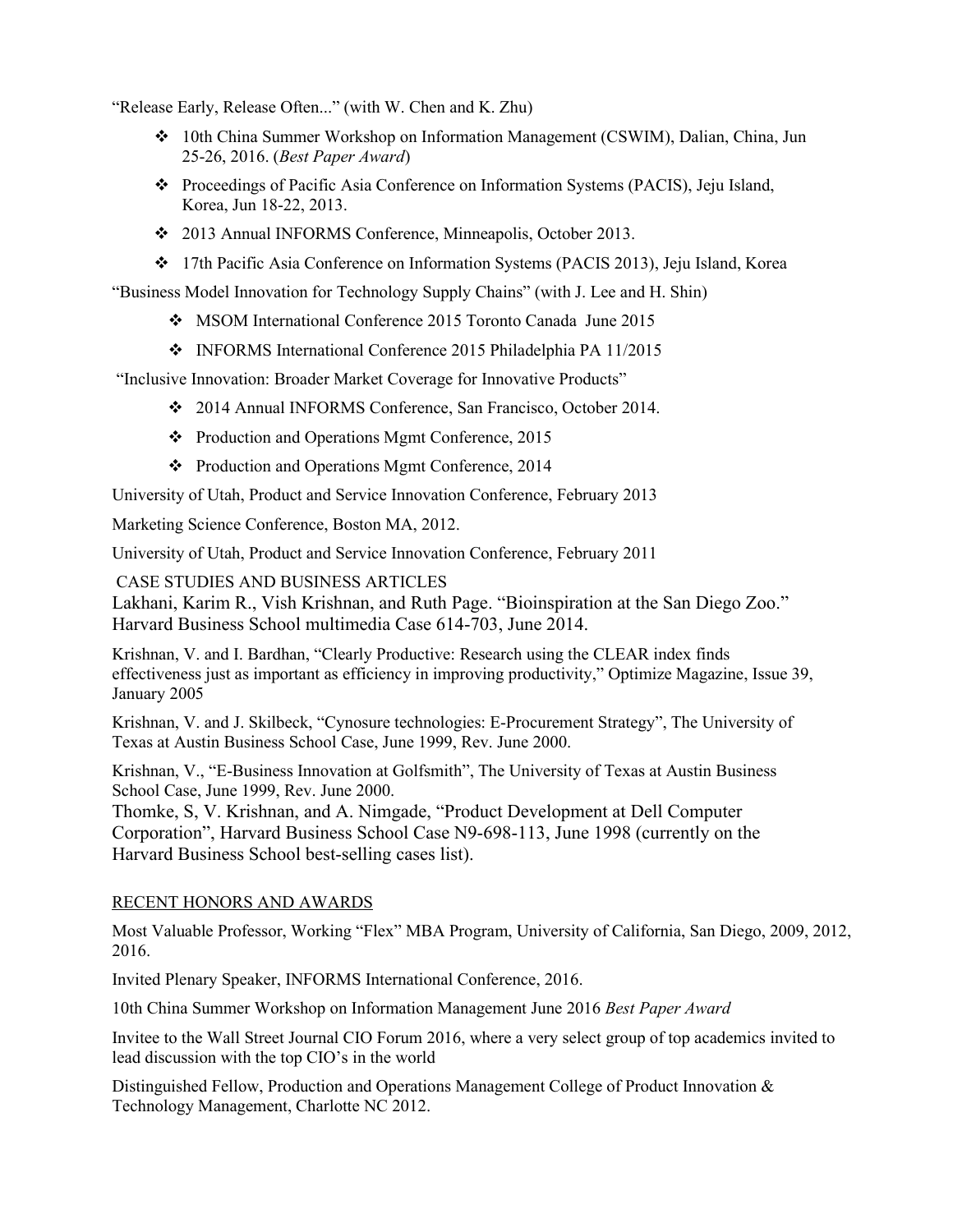"Release Early, Release Often..." (with W. Chen and K. Zhu)

- 10th China Summer Workshop on Information Management (CSWIM), Dalian, China, Jun 25-26, 2016. (*Best Paper Award*)
- Proceedings of Pacific Asia Conference on Information Systems (PACIS), Jeju Island, Korea, Jun 18-22, 2013.
- 2013 Annual INFORMS Conference, Minneapolis, October 2013.
- 17th Pacific Asia Conference on Information Systems (PACIS 2013), Jeju Island, Korea

"Business Model Innovation for Technology Supply Chains" (with J. Lee and H. Shin)

- MSOM International Conference 2015 Toronto Canada June 2015
- INFORMS International Conference 2015 Philadelphia PA 11/2015

"Inclusive Innovation: Broader Market Coverage for Innovative Products"

- 2014 Annual INFORMS Conference, San Francisco, October 2014.
- Production and Operations Mgmt Conference, 2015
- Production and Operations Mgmt Conference, 2014

University of Utah, Product and Service Innovation Conference, February 2013

Marketing Science Conference, Boston MA, 2012.

University of Utah, Product and Service Innovation Conference, February 2011

CASE STUDIES AND BUSINESS ARTICLES

Lakhani, Karim R., Vish Krishnan, and Ruth Page. "Bioinspiration at the San Diego Zoo." Harvard Business School multimedia Case 614-703, June 2014.

Krishnan, V. and I. Bardhan, "Clearly Productive: Research using the CLEAR index finds effectiveness just as important as efficiency in improving productivity," Optimize Magazine, Issue 39, January 2005

Krishnan, V. and J. Skilbeck, "Cynosure technologies: E-Procurement Strategy", The University of Texas at Austin Business School Case, June 1999, Rev. June 2000.

Krishnan, V., "E-Business Innovation at Golfsmith", The University of Texas at Austin Business School Case, June 1999, Rev. June 2000.

Thomke, S, V. Krishnan, and A. Nimgade, "Product Development at Dell Computer Corporation", Harvard Business School Case N9-698-113, June 1998 (currently on the Harvard Business School best-selling cases list).

## RECENT HONORS AND AWARDS

Most Valuable Professor, Working "Flex" MBA Program, University of California, San Diego, 2009, 2012, 2016.

Invited Plenary Speaker, INFORMS International Conference, 2016.

10th China Summer Workshop on Information Management June 2016 *Best Paper Award*

Invitee to the Wall Street Journal CIO Forum 2016, where a very select group of top academics invited to lead discussion with the top CIO's in the world

Distinguished Fellow, Production and Operations Management College of Product Innovation & Technology Management, Charlotte NC 2012.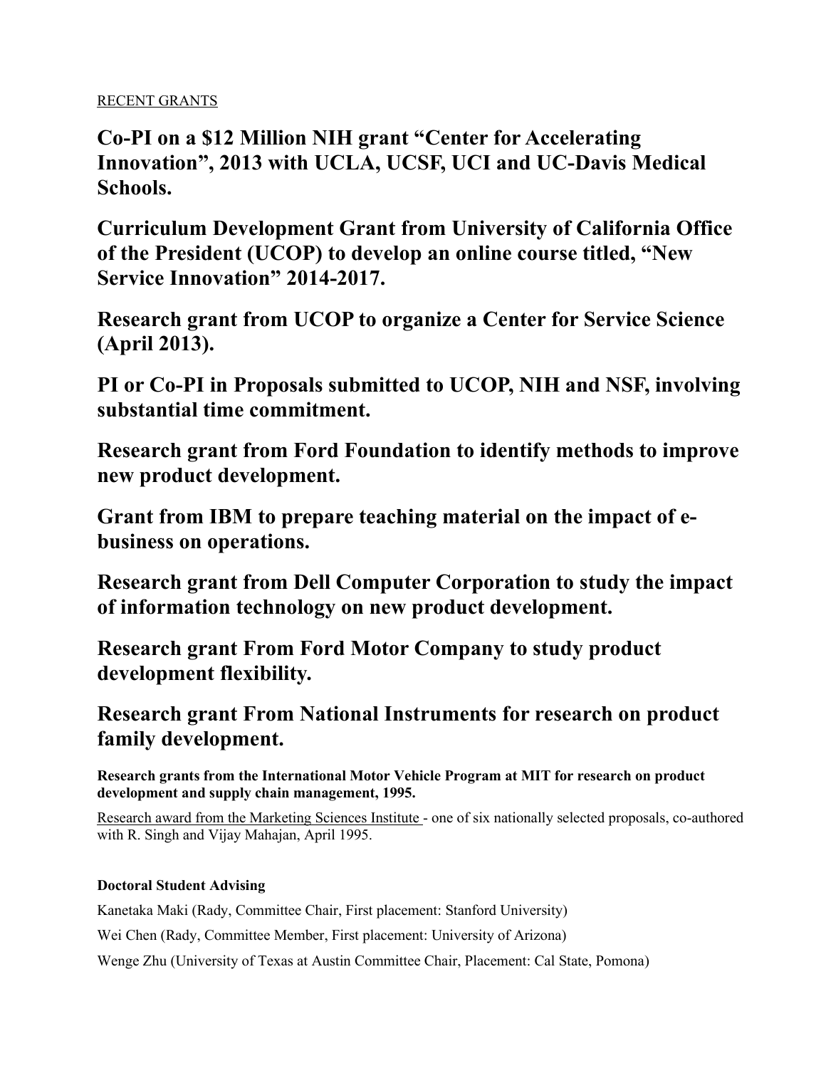RECENT GRANTS

**Co-PI on a $12 Million NIH grant "Center for Accelerating Innovation", 2013 with UCLA, UCSF, UCI and UC-Davis Medical Schools.**

**Curriculum Development Grant from University of California Office of the President (UCOP) to develop an online course titled, "New Service Innovation" 2014-2017.**

**Research grant from UCOP to organize a Center for Service Science (April 2013).**

**PI or Co-PI in Proposals submitted to UCOP, NIH and NSF, involving substantial time commitment.**

**Research grant from Ford Foundation to identify methods to improve new product development.**

**Grant from IBM to prepare teaching material on the impact of e-business on operations.**

**Research grant from Dell Computer Corporation to study the impact of information technology on new product development.**

**Research grant From Ford Motor Company to study product development flexibility.**

**Research grant From National Instruments for research on product family development.**

**Research grants from the International Motor Vehicle Program at MIT for research on product development and supply chain management, 1995.**

Research award from the Marketing Sciences Institute - one of six nationally selected proposals, co-authored with R. Singh and Vijay Mahajan, April 1995.

**Doctoral Student Advising**

Kanetaka Maki (Rady, Committee Chair, First placement: Stanford University)

Wei Chen (Rady, Committee Member, First placement: University of Arizona)

Wenge Zhu (University of Texas at Austin Committee Chair, Placement: Cal State, Pomona)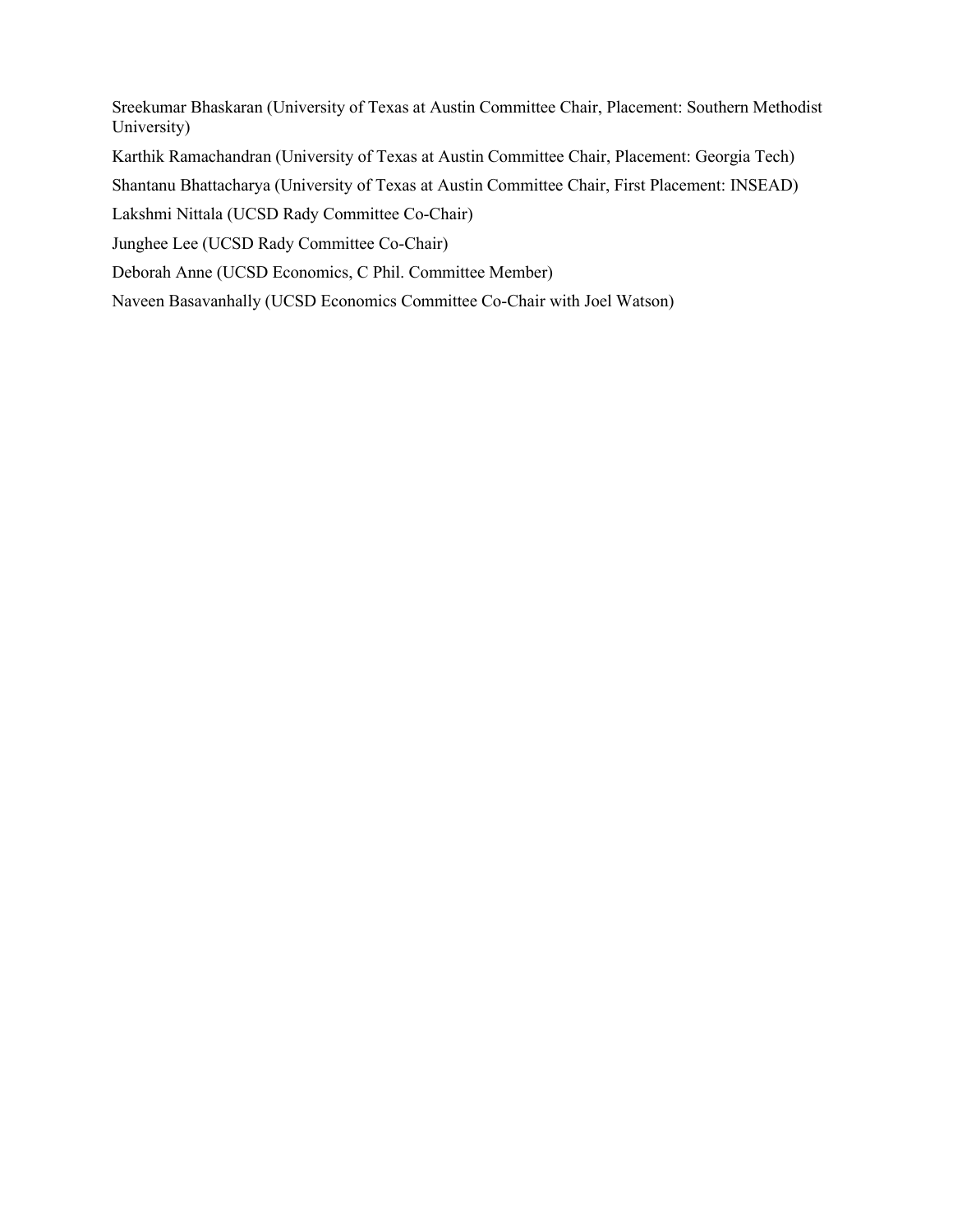Sreekumar Bhaskaran (University of Texas at Austin Committee Chair, Placement: Southern Methodist University)

Karthik Ramachandran (University of Texas at Austin Committee Chair, Placement: Georgia Tech)

Shantanu Bhattacharya (University of Texas at Austin Committee Chair, First Placement: INSEAD)

Lakshmi Nittala (UCSD Rady Committee Co-Chair)

Junghee Lee (UCSD Rady Committee Co-Chair)

Deborah Anne (UCSD Economics, C Phil. Committee Member)

Naveen Basavanhally (UCSD Economics Committee Co-Chair with Joel Watson)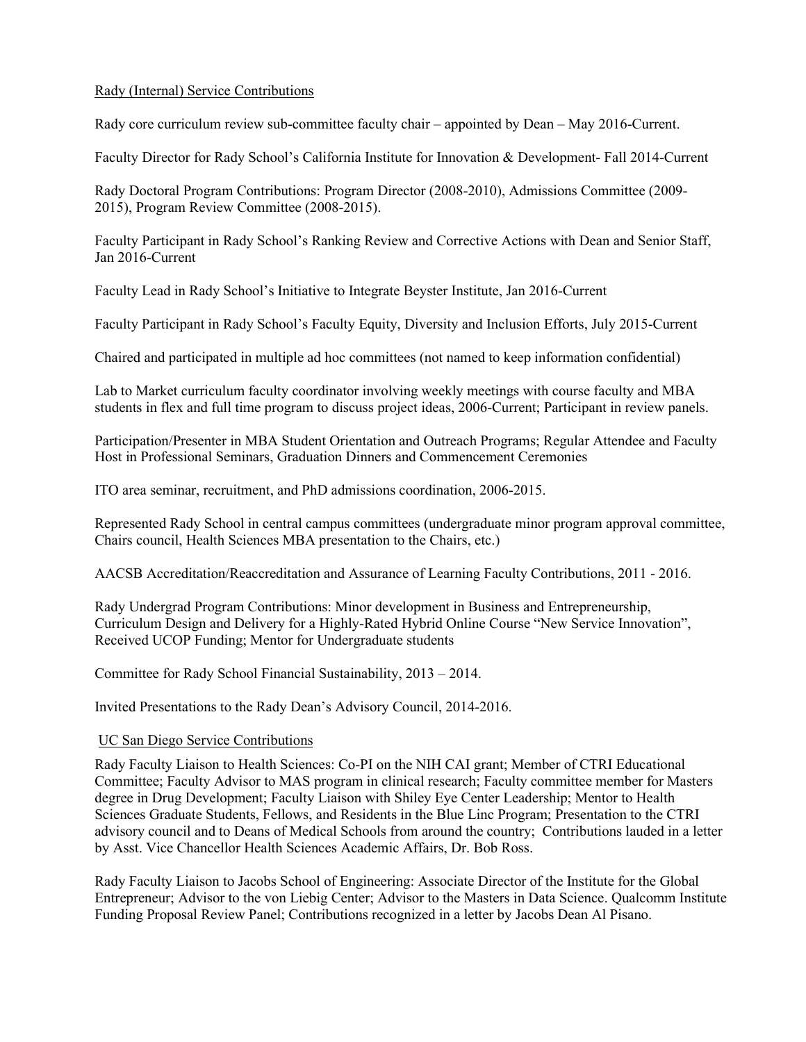Rady (Internal) Service Contributions

Rady core curriculum review sub-committee faculty chair – appointed by Dean – May 2016-Current.

Faculty Director for Rady School's California Institute for Innovation & Development- Fall 2014-Current

Rady Doctoral Program Contributions: Program Director (2008-2010), Admissions Committee (2009-2015), Program Review Committee (2008-2015).

Faculty Participant in Rady School's Ranking Review and Corrective Actions with Dean and Senior Staff, Jan 2016-Current

Faculty Lead in Rady School's Initiative to Integrate Beyster Institute, Jan 2016-Current

Faculty Participant in Rady School's Faculty Equity, Diversity and Inclusion Efforts, July 2015-Current

Chaired and participated in multiple ad hoc committees (not named to keep information confidential)

Lab to Market curriculum faculty coordinator involving weekly meetings with course faculty and MBA students in flex and full time program to discuss project ideas, 2006-Current; Participant in review panels.

Participation/Presenter in MBA Student Orientation and Outreach Programs; Regular Attendee and Faculty Host in Professional Seminars, Graduation Dinners and Commencement Ceremonies

ITO area seminar, recruitment, and PhD admissions coordination, 2006-2015.

Represented Rady School in central campus committees (undergraduate minor program approval committee, Chairs council, Health Sciences MBA presentation to the Chairs, etc.)

AACSB Accreditation/Reaccreditation and Assurance of Learning Faculty Contributions, 2011 - 2016.

Rady Undergrad Program Contributions: Minor development in Business and Entrepreneurship, Curriculum Design and Delivery for a Highly-Rated Hybrid Online Course "New Service Innovation", Received UCOP Funding; Mentor for Undergraduate students

Committee for Rady School Financial Sustainability, 2013 – 2014.

Invited Presentations to the Rady Dean's Advisory Council, 2014-2016.

UC San Diego Service Contributions

Rady Faculty Liaison to Health Sciences: Co-PI on the NIH CAI grant; Member of CTRI Educational Committee; Faculty Advisor to MAS program in clinical research; Faculty committee member for Masters degree in Drug Development; Faculty Liaison with Shiley Eye Center Leadership; Mentor to Health Sciences Graduate Students, Fellows, and Residents in the Blue Linc Program; Presentation to the CTRI advisory council and to Deans of Medical Schools from around the country; Contributions lauded in a letter by Asst. Vice Chancellor Health Sciences Academic Affairs, Dr. Bob Ross.

Rady Faculty Liaison to Jacobs School of Engineering: Associate Director of the Institute for the Global Entrepreneur; Advisor to the von Liebig Center; Advisor to the Masters in Data Science. Qualcomm Institute Funding Proposal Review Panel; Contributions recognized in a letter by Jacobs Dean Al Pisano.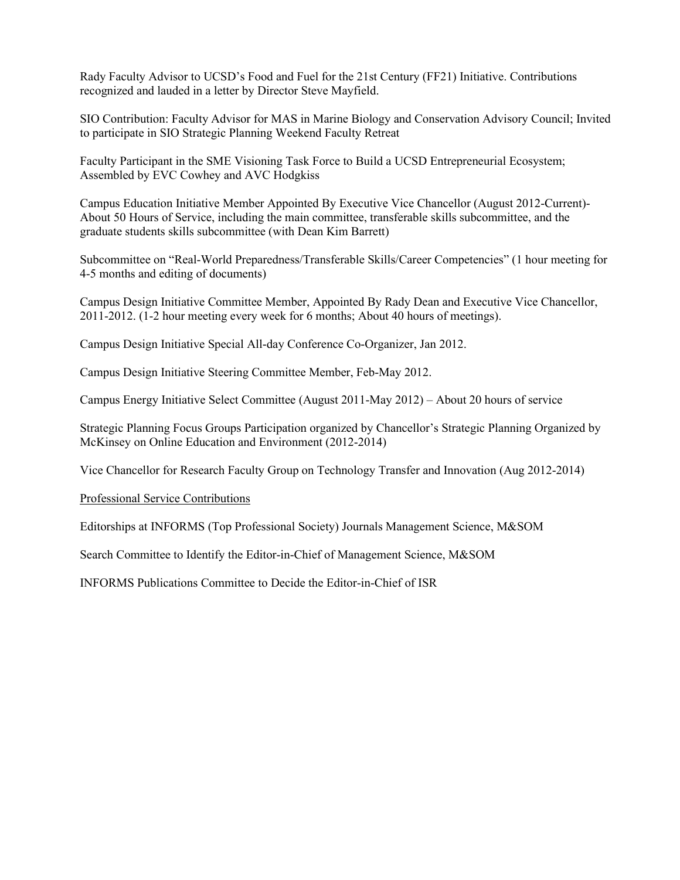Rady Faculty Advisor to UCSD's Food and Fuel for the 21st Century (FF21) Initiative. Contributions recognized and lauded in a letter by Director Steve Mayfield.

SIO Contribution: Faculty Advisor for MAS in Marine Biology and Conservation Advisory Council; Invited to participate in SIO Strategic Planning Weekend Faculty Retreat

Faculty Participant in the SME Visioning Task Force to Build a UCSD Entrepreneurial Ecosystem; Assembled by EVC Cowhey and AVC Hodgkiss

Campus Education Initiative Member Appointed By Executive Vice Chancellor (August 2012-Current)- About 50 Hours of Service, including the main committee, transferable skills subcommittee, and the graduate students skills subcommittee (with Dean Kim Barrett)

Subcommittee on "Real-World Preparedness/Transferable Skills/Career Competencies" (1 hour meeting for 4-5 months and editing of documents)

Campus Design Initiative Committee Member, Appointed By Rady Dean and Executive Vice Chancellor, 2011-2012. (1-2 hour meeting every week for 6 months; About 40 hours of meetings).

Campus Design Initiative Special All-day Conference Co-Organizer, Jan 2012.

Campus Design Initiative Steering Committee Member, Feb-May 2012.

Campus Energy Initiative Select Committee (August 2011-May 2012) – About 20 hours of service

Strategic Planning Focus Groups Participation organized by Chancellor's Strategic Planning Organized by McKinsey on Online Education and Environment (2012-2014)

Vice Chancellor for Research Faculty Group on Technology Transfer and Innovation (Aug 2012-2014)

<u>Professional Service Contributions</u>

Editorships at INFORMS (Top Professional Society) Journals Management Science, M&SOM

Search Committee to Identify the Editor-in-Chief of Management Science, M&SOM

INFORMS Publications Committee to Decide the Editor-in-Chief of ISR